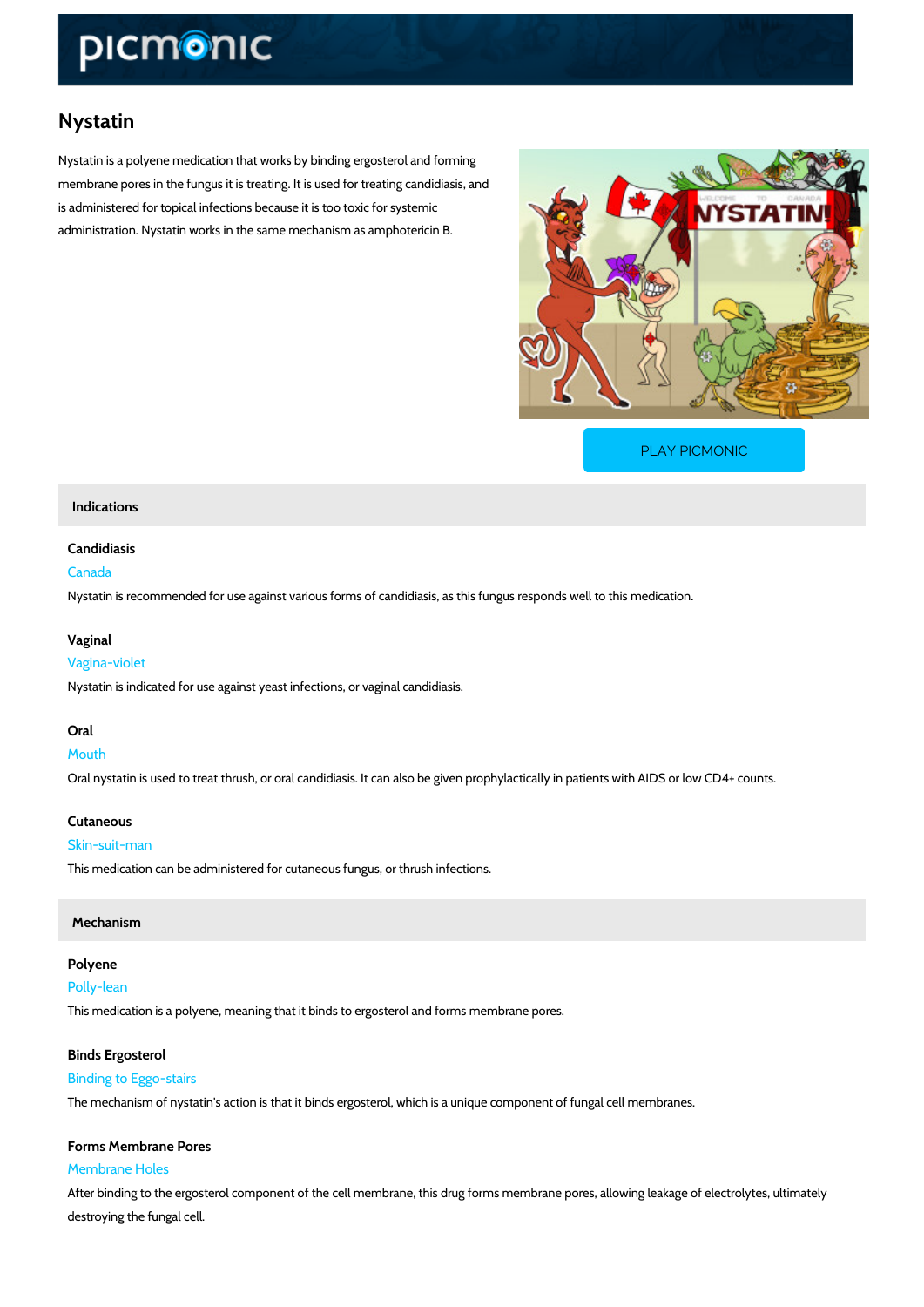# Nystatin

Nystatin is a polyene medication that works by binding ergosterol and forming membrane pores in the fungus it is treating. It is used for treating candidiasis, and is administered for topical infections because it is too toxic for systemic administration. Nystatin works in the same mechanism as amphotericin B.

PLAY PICMONIC

## Indications

### Candidiasis

Canada

Nystatin is recommended for use against various forms of candidiasis, as this fungus responds well to this medication.

### Vaginal

Vagina-violet

Nystatin is indicated for use against yeast infections, or vaginal candidiasis.

### Oral

Mouth

Oral nystatin is used to treat thrush, or oral candidiasis. It can also be given prophylactically in patients with AIDS or low CD4+ counts.

### Cutaneous

Skin-suit-man

This medication can be administered for cutaneous fungus, or thrush infections.

## Mechanism

### Polyene

Polly-lean

This medication is a polyene, meaning that it binds to ergosterol and forms membrane pores.

### Binds Ergosterol

Binding to Eggo-stairs

The mechanism of nystatin's action is that it binds ergosterol, which is a unique component of fungal cell membranes.

### Forms Membrane Pores

Membrane Holes

After binding to the ergosterol component of the cell membrane, this drug forms membrane pores, allowing leakage of electrolytes, ultimately destroying the fungal cell.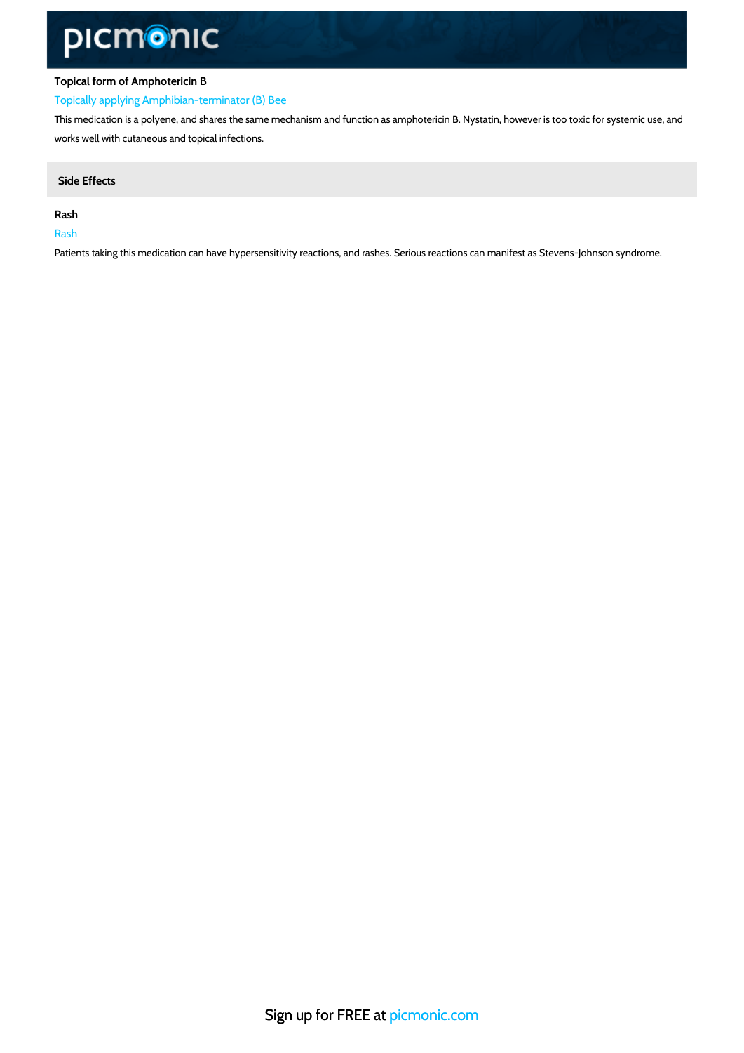### Topical form of Amphotericin B

Topically applying Amphibian-terminator (B) Bee

This medication is a polyene, and shares the same mechanism and function as amphotericin B. Nystatin, however is too toxic for systemic use, and works well with cutaneous and topical infections.

## Side Effects

### Rash

Rash

Patients taking this medication can have hypersensitivity reactions, and rashes. Serious reactions can manifest as Stevens-Johnson syndrome.